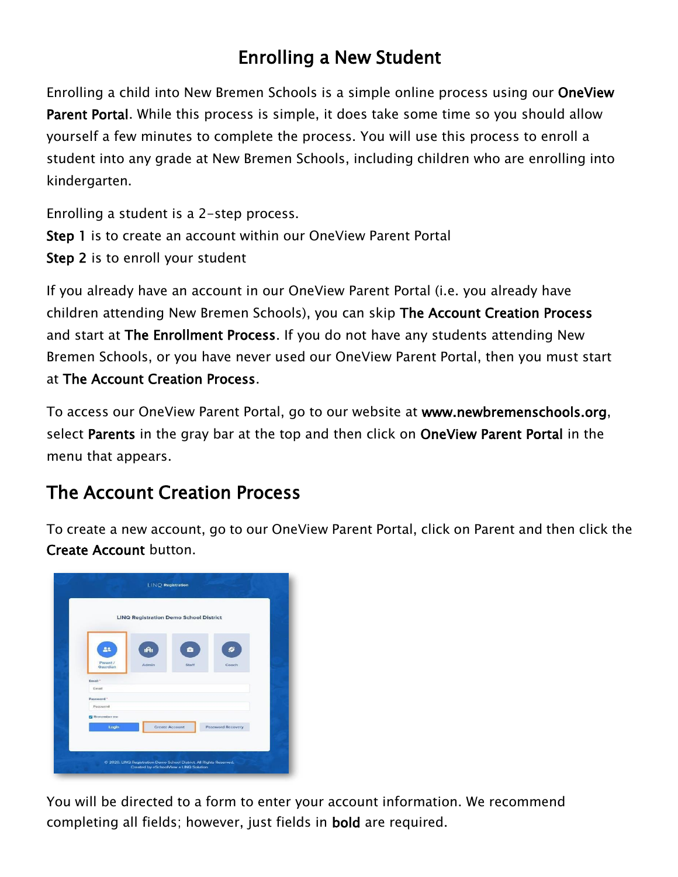# Enrolling a New Student

Enrolling a child into New Bremen Schools is a simple online process using our **OneView Parent Portal**. While this process is simple, it does take some time so you should allow yourself a few minutes to complete the process. You will use this process to enroll a student into any grade at New Bremen Schools, including children who are enrolling into kindergarten.

Enrolling a student is a 2-step process.
**Step 1** is to create an account within our OneView Parent Portal
**Step 2** is to enroll your student

If you already have an account in our OneView Parent Portal (i.e. you already have children attending New Bremen Schools), you can skip **The Account Creation Process** and start at **The Enrollment Process**. If you do not have any students attending New Bremen Schools, or you have never used our OneView Parent Portal, then you must start at **The Account Creation Process**.

To access our OneView Parent Portal, go to our website at **www.newbremenschools.org**, select **Parents** in the gray bar at the top and then click on **OneView Parent Portal** in the menu that appears.

## The Account Creation Process

To create a new account, go to our OneView Parent Portal, click on Parent and then click the **Create Account** button.

You will be directed to a form to enter your account information. We recommend completing all fields; however, just fields in **bold** are required.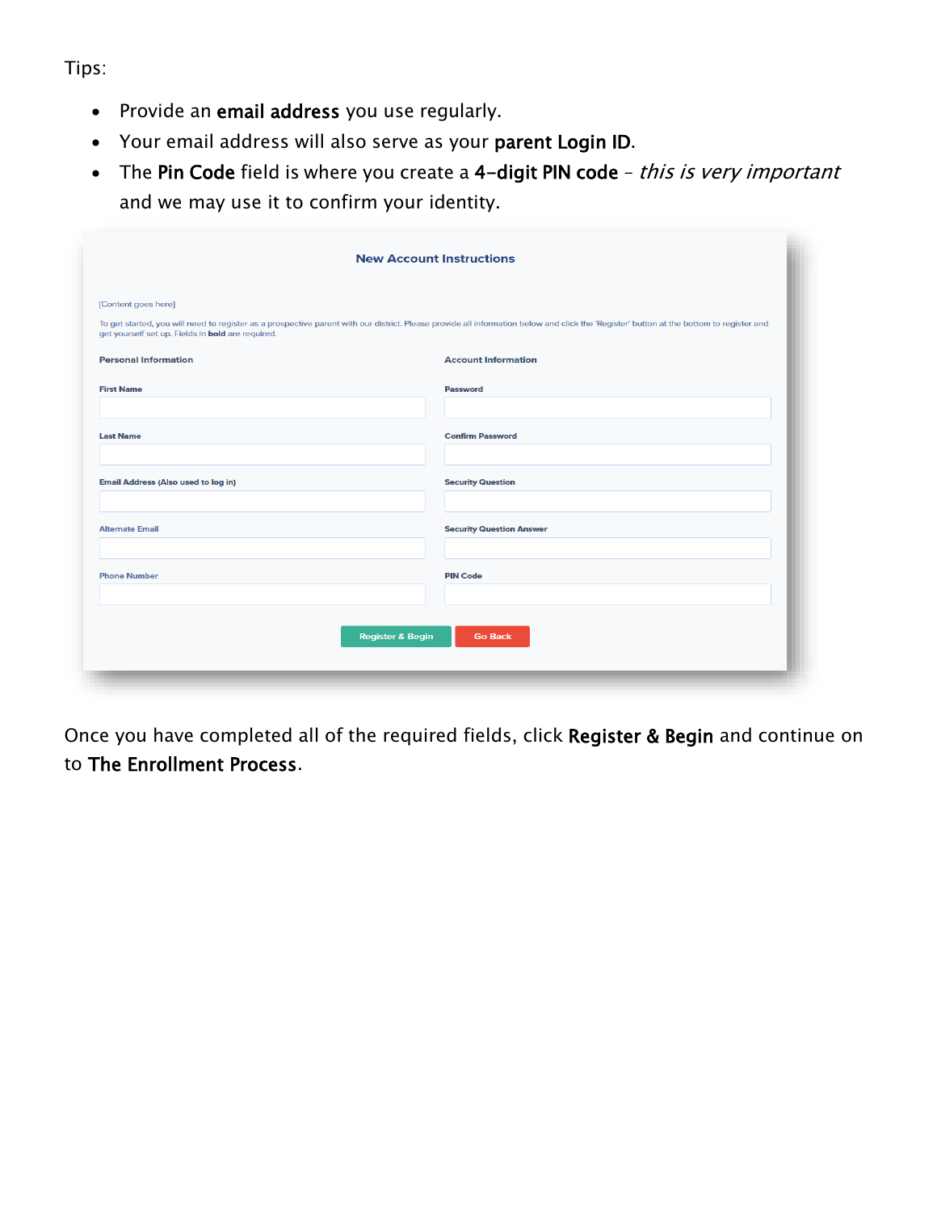Tips:

- Provide an **email address** you use regularly.
- Your email address will also serve as your **parent Login ID**.
- The **Pin Code** field is where you create a **4-digit PIN code** – *this is very important* and we may use it to confirm your identity.

**New Account Instructions**

[Content goes here]

To get started, you will need to register as a prospective parent with our district. Please provide all information below and click the 'Register' button at the bottom to register and get yourself set up. Fields in **bold** are required.

**Personal Information**

**First Name**

**Last Name**

**Email Address (Also used to log in)**

Alternate Email

Phone Number

**Account Information**

**Password**

**Confirm Password**

**Security Question**

**Security Question Answer**

**PIN Code**

Register & Begin | Go Back

Once you have completed all of the required fields, click **Register & Begin** and continue on to **The Enrollment Process**.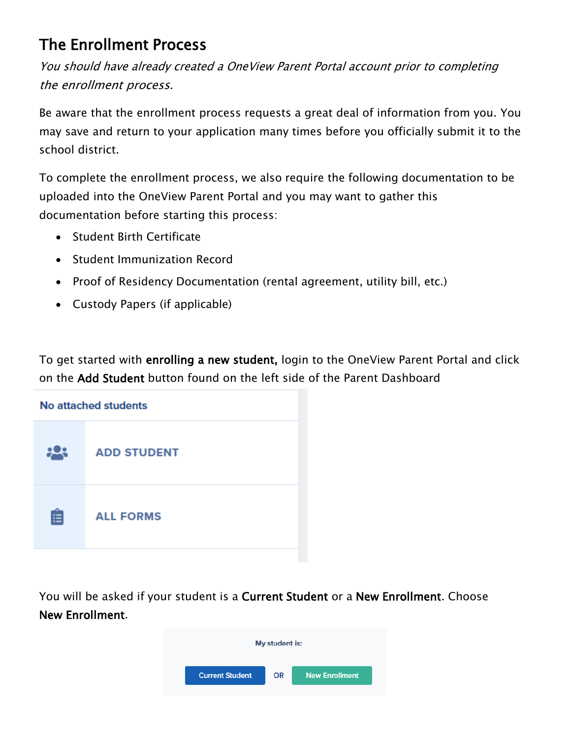## The Enrollment Process

*You should have already created a OneView Parent Portal account prior to completing the enrollment process.*

Be aware that the enrollment process requests a great deal of information from you. You may save and return to your application many times before you officially submit it to the school district.

To complete the enrollment process, we also require the following documentation to be uploaded into the OneView Parent Portal and you may want to gather this documentation before starting this process:

- Student Birth Certificate
- Student Immunization Record
- Proof of Residency Documentation (rental agreement, utility bill, etc.)
- Custody Papers (if applicable)

To get started with **enrolling a new student,** login to the OneView Parent Portal and click on the **Add Student** button found on the left side of the Parent Dashboard

No attached students

ADD STUDENT

ALL FORMS

You will be asked if your student is a **Current Student** or a **New Enrollment**. Choose **New Enrollment**.

My student is:

Current Student OR New Enrollment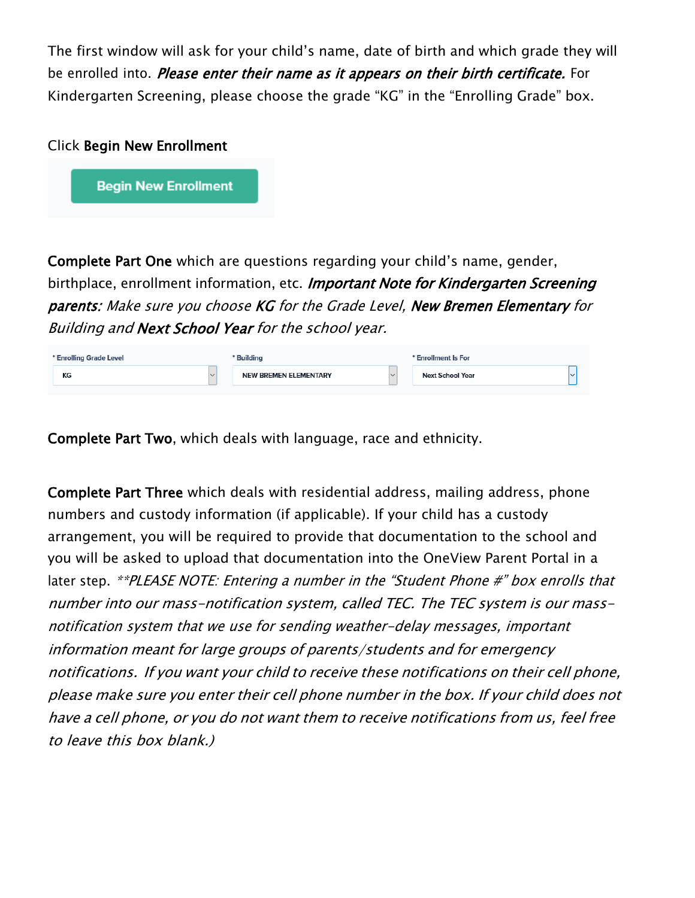The first window will ask for your child's name, date of birth and which grade they will be enrolled into. ***Please enter their name as it appears on their birth certificate.*** For Kindergarten Screening, please choose the grade "KG" in the "Enrolling Grade" box.

Click **Begin New Enrollment**

Begin New Enrollment

**Complete Part One** which are questions regarding your child's name, gender, birthplace, enrollment information, etc. ***Important Note for Kindergarten Screening parents:*** *Make sure you choose* ***KG*** *for the Grade Level,* ***New Bremen Elementary*** *for Building and* ***Next School Year*** *for the school year.*

| * Enrolling Grade Level | * Building | * Enrollment Is For |
| --- | --- | --- |
| KG | NEW BREMEN ELEMENTARY | Next School Year |

**Complete Part Two**, which deals with language, race and ethnicity.

**Complete Part Three** which deals with residential address, mailing address, phone numbers and custody information (if applicable). If your child has a custody arrangement, you will be required to provide that documentation to the school and you will be asked to upload that documentation into the OneView Parent Portal in a later step. *\*\*PLEASE NOTE: Entering a number in the "Student Phone #" box enrolls that number into our mass-notification system, called TEC. The TEC system is our mass-notification system that we use for sending weather-delay messages, important information meant for large groups of parents/students and for emergency notifications. If you want your child to receive these notifications on their cell phone, please make sure you enter their cell phone number in the box. If your child does not have a cell phone, or you do not want them to receive notifications from us, feel free to leave this box blank.)*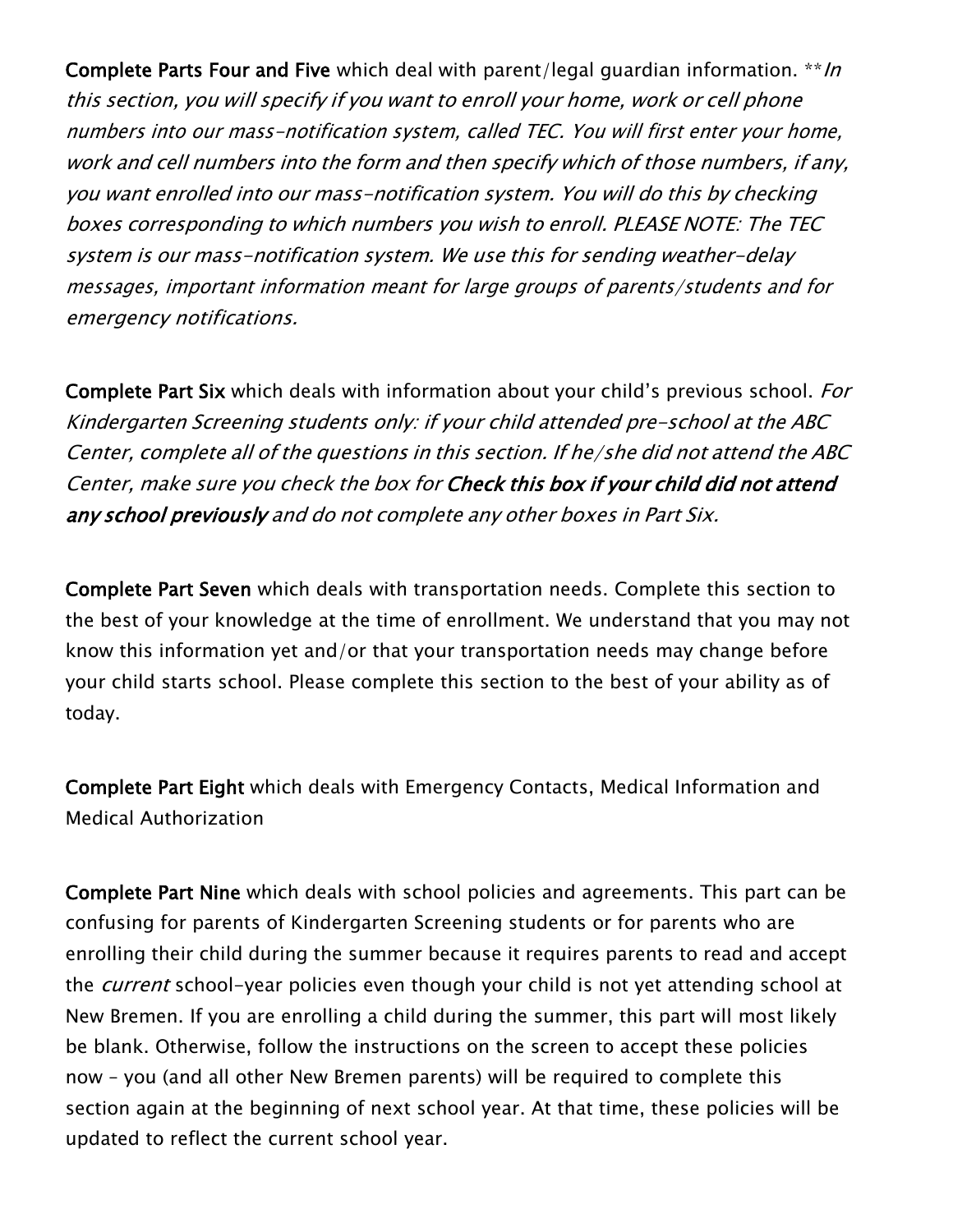**Complete Parts Four and Five** which deal with parent/legal guardian information. ***In this section, you will specify if you want to enroll your home, work or cell phone numbers into our mass-notification system, called TEC. You will first enter your home, work and cell numbers into the form and then specify which of those numbers, if any, you want enrolled into our mass-notification system. You will do this by checking boxes corresponding to which numbers you wish to enroll. PLEASE NOTE: The TEC system is our mass-notification system. We use this for sending weather-delay messages, important information meant for large groups of parents/students and for emergency notifications.*

**Complete Part Six** which deals with information about your child's previous school. *For Kindergarten Screening students only: if your child attended pre-school at the ABC Center, complete all of the questions in this section. If he/she did not attend the ABC Center, make sure you check the box for* ***Check this box if your child did not attend any school previously*** *and do not complete any other boxes in Part Six.*

**Complete Part Seven** which deals with transportation needs. Complete this section to the best of your knowledge at the time of enrollment. We understand that you may not know this information yet and/or that your transportation needs may change before your child starts school. Please complete this section to the best of your ability as of today.

**Complete Part Eight** which deals with Emergency Contacts, Medical Information and Medical Authorization

**Complete Part Nine** which deals with school policies and agreements. This part can be confusing for parents of Kindergarten Screening students or for parents who are enrolling their child during the summer because it requires parents to read and accept the *current* school-year policies even though your child is not yet attending school at New Bremen. If you are enrolling a child during the summer, this part will most likely be blank. Otherwise, follow the instructions on the screen to accept these policies now – you (and all other New Bremen parents) will be required to complete this section again at the beginning of next school year. At that time, these policies will be updated to reflect the current school year.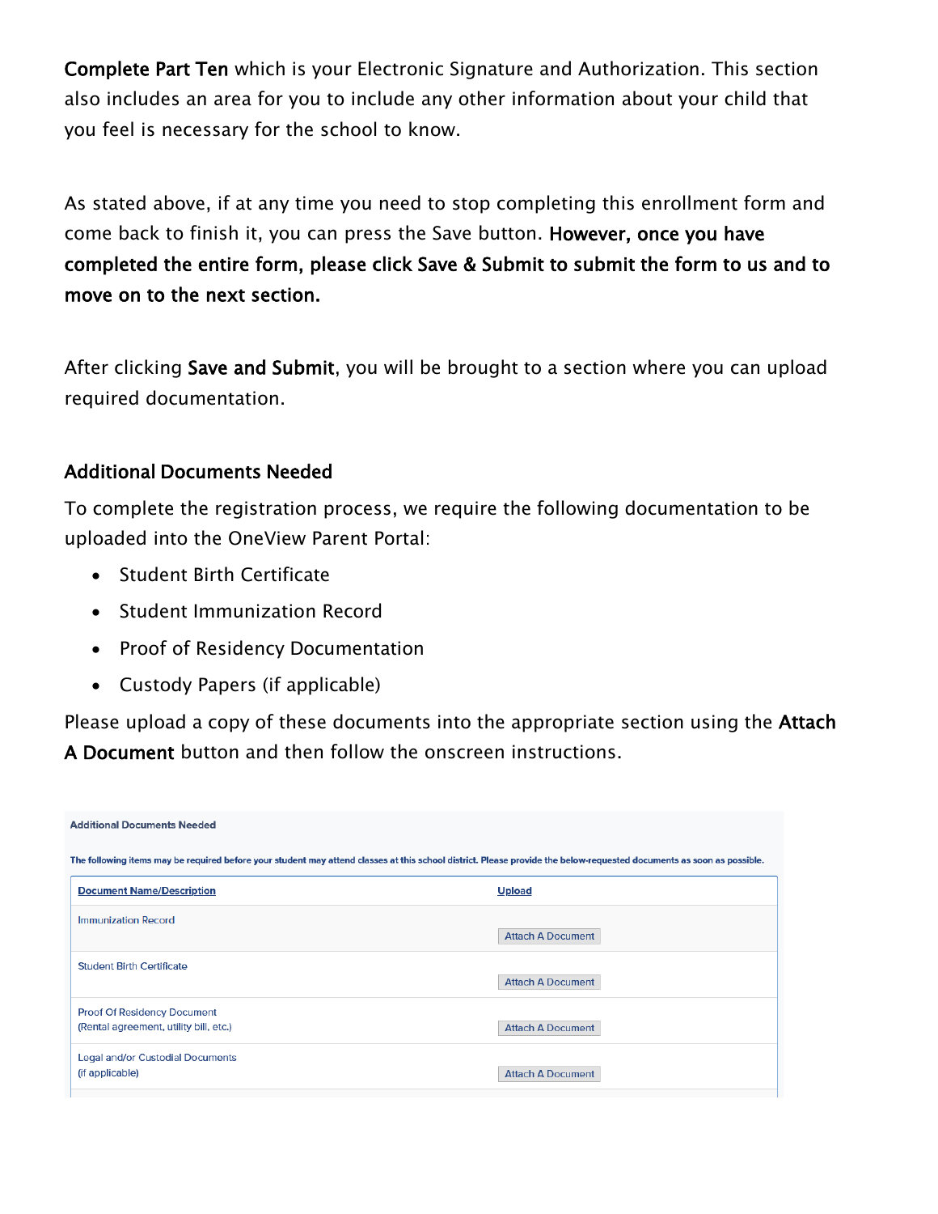**Complete Part Ten** which is your Electronic Signature and Authorization. This section also includes an area for you to include any other information about your child that you feel is necessary for the school to know.

As stated above, if at any time you need to stop completing this enrollment form and come back to finish it, you can press the Save button. **However, once you have completed the entire form, please click Save & Submit to submit the form to us and to move on to the next section.**

After clicking **Save and Submit**, you will be brought to a section where you can upload required documentation.

### Additional Documents Needed

To complete the registration process, we require the following documentation to be uploaded into the OneView Parent Portal:

- Student Birth Certificate
- Student Immunization Record
- Proof of Residency Documentation
- Custody Papers (if applicable)

Please upload a copy of these documents into the appropriate section using the **Attach A Document** button and then follow the onscreen instructions.

**Additional Documents Needed**

**The following items may be required before your student may attend classes at this school district. Please provide the below-requested documents as soon as possible.**

| Document Name/Description | Upload |
|---|---|
| Immunization Record | Attach A Document |
| Student Birth Certificate | Attach A Document |
| Proof Of Residency Document (Rental agreement, utility bill, etc.) | Attach A Document |
| Legal and/or Custodial Documents (if applicable) | Attach A Document |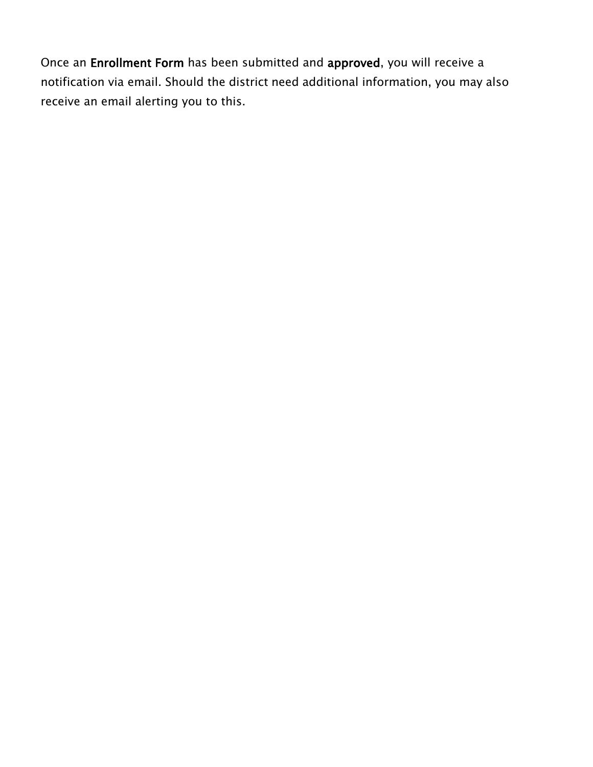Once an **Enrollment Form** has been submitted and **approved**, you will receive a notification via email. Should the district need additional information, you may also receive an email alerting you to this.